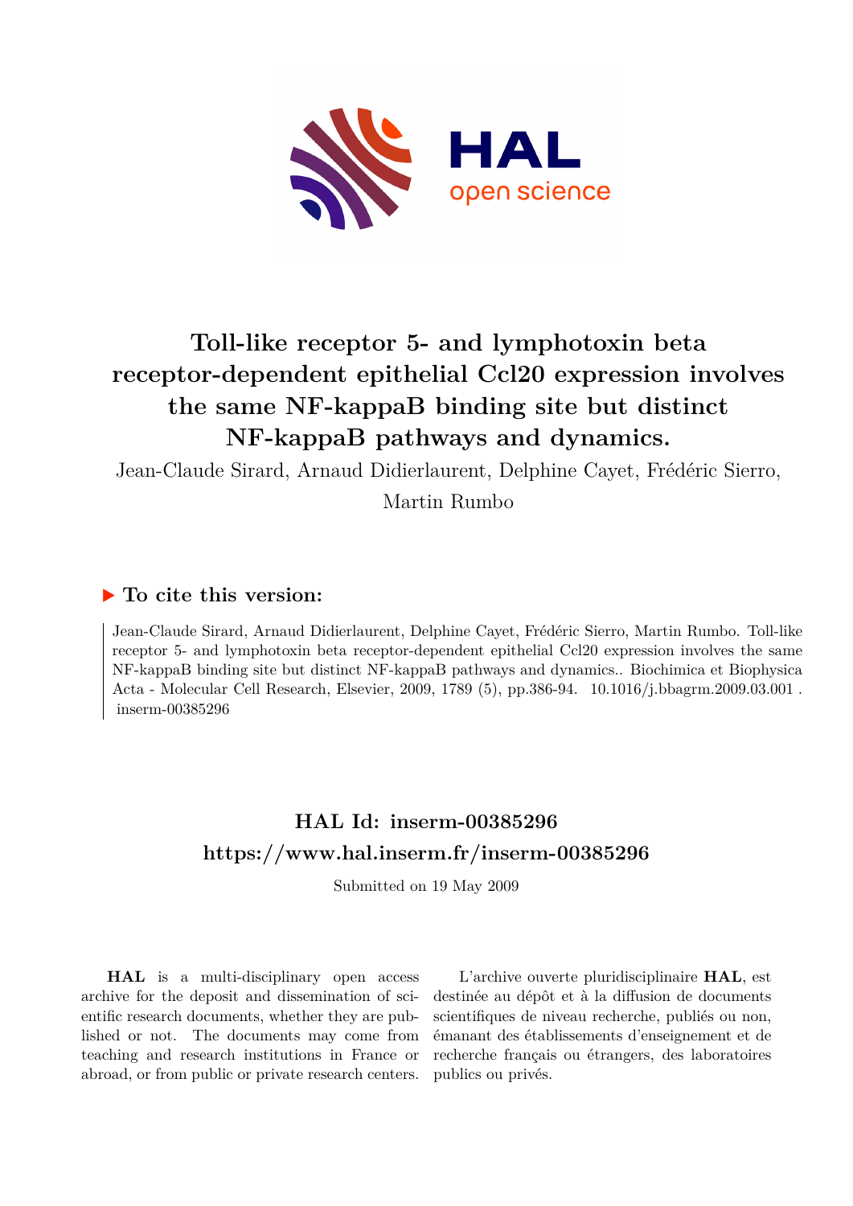# Toll-like receptor 5- and lymphotoxin beta receptor-dependent epithelial Ccl20 expression involves the same NF-kappaB binding site but distinct NF-kappaB pathways and dynamics.

Jean-Claude Sirard, Arnaud Didierlaurent, Delphine Cayet, Frédéric Sierro, Martin Rumbo

## ▶ To cite this version:

Jean-Claude Sirard, Arnaud Didierlaurent, Delphine Cayet, Frédéric Sierro, Martin Rumbo. Toll-like receptor 5- and lymphotoxin beta receptor-dependent epithelial Ccl20 expression involves the same NF-kappaB binding site but distinct NF-kappaB pathways and dynamics.. Biochimica et Biophysica Acta - Molecular Cell Research, Elsevier, 2009, 1789 (5), pp.386-94. 10.1016/j.bbagrm.2009.03.001 . inserm-00385296

## HAL Id: inserm-00385296
## https://www.hal.inserm.fr/inserm-00385296

Submitted on 19 May 2009

**HAL** is a multi-disciplinary open access archive for the deposit and dissemination of scientific research documents, whether they are published or not. The documents may come from teaching and research institutions in France or abroad, or from public or private research centers.

L'archive ouverte pluridisciplinaire **HAL**, est destinée au dépôt et à la diffusion de documents scientifiques de niveau recherche, publiés ou non, émanant des établissements d'enseignement et de recherche français ou étrangers, des laboratoires publics ou privés.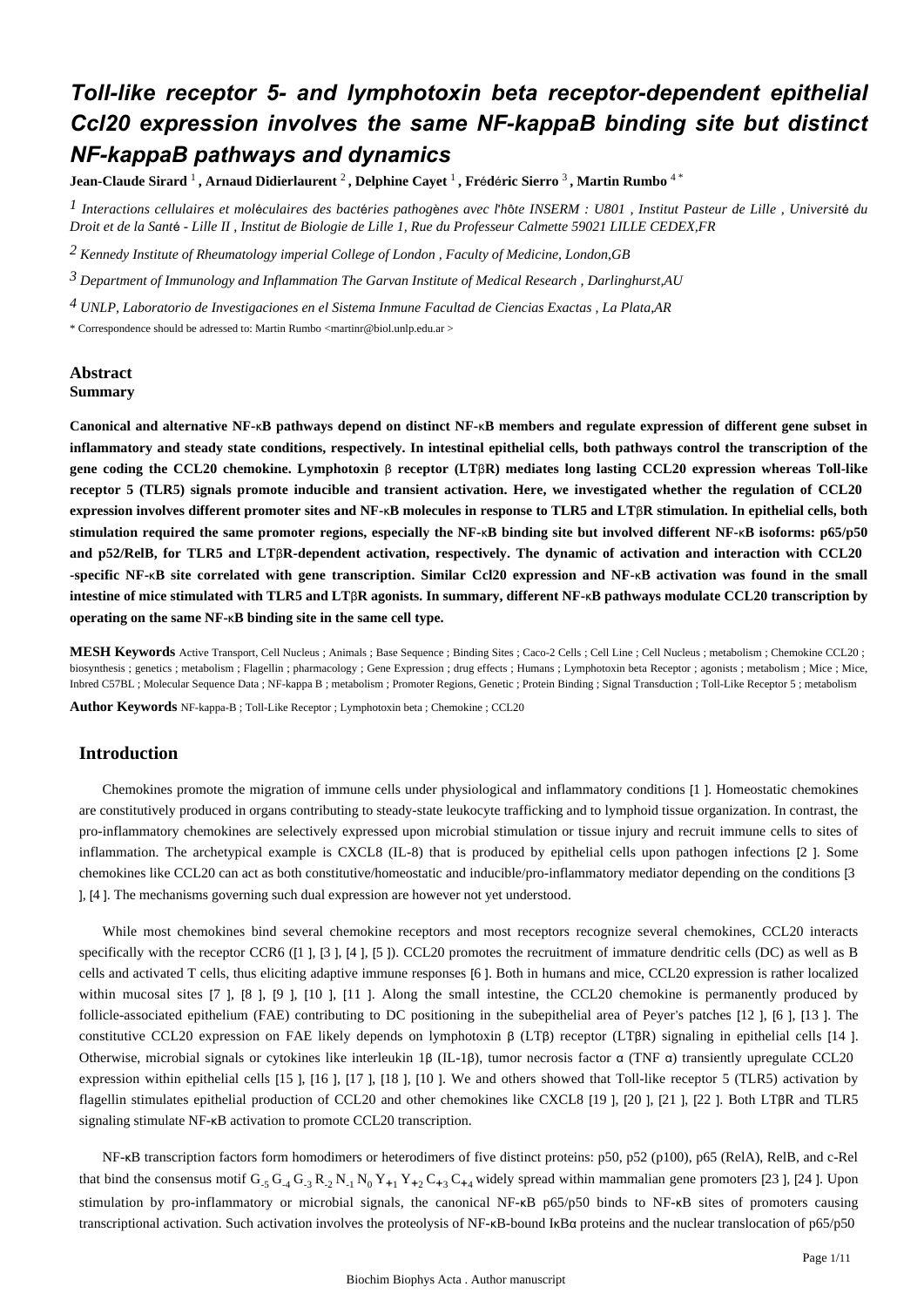# Toll-like receptor 5- and lymphotoxin beta receptor-dependent epithelial Ccl20 expression involves the same NF-kappaB binding site but distinct NF-kappaB pathways and dynamics

**Jean-Claude Sirard** [1] **, Arnaud Didierlaurent** [2] **, Delphine Cayet** [1] **, Frédéric Sierro** [3] **, Martin Rumbo** [4 *]

[1] *Interactions cellulaires et moléculaires des bactéries pathogènes avec l'hôte INSERM : U801 , Institut Pasteur de Lille , Université du Droit et de la Santé - Lille II , Institut de Biologie de Lille 1, Rue du Professeur Calmette 59021 LILLE CEDEX,FR*

[2] *Kennedy Institute of Rheumatology imperial College of London , Faculty of Medicine, London,GB*

[3] *Department of Immunology and Inflammation The Garvan Institute of Medical Research , Darlinghurst,AU*

[4] *UNLP, Laboratorio de Investigaciones en el Sistema Inmune Facultad de Ciencias Exactas , La Plata,AR*

\* Correspondence should be adressed to: Martin Rumbo <martinr@biol.unlp.edu.ar >

## Abstract

### Summary

**Canonical and alternative NF-κB pathways depend on distinct NF-κB members and regulate expression of different gene subset in inflammatory and steady state conditions, respectively. In intestinal epithelial cells, both pathways control the transcription of the gene coding the CCL20 chemokine. Lymphotoxin β receptor (LTβR) mediates long lasting CCL20 expression whereas Toll-like receptor 5 (TLR5) signals promote inducible and transient activation. Here, we investigated whether the regulation of CCL20 expression involves different promoter sites and NF-κB molecules in response to TLR5 and LTβR stimulation. In epithelial cells, both stimulation required the same promoter regions, especially the NF-κB binding site but involved different NF-κB isoforms: p65/p50 and p52/RelB, for TLR5 and LTβR-dependent activation, respectively. The dynamic of activation and interaction with CCL20 -specific NF-κB site correlated with gene transcription. Similar Ccl20 expression and NF-κB activation was found in the small intestine of mice stimulated with TLR5 and LTβR agonists. In summary, different NF-κB pathways modulate CCL20 transcription by operating on the same NF-κB binding site in the same cell type.**

**MESH Keywords** Active Transport, Cell Nucleus ; Animals ; Base Sequence ; Binding Sites ; Caco-2 Cells ; Cell Line ; Cell Nucleus ; metabolism ; Chemokine CCL20 ; biosynthesis ; genetics ; metabolism ; Flagellin ; pharmacology ; Gene Expression ; drug effects ; Humans ; Lymphotoxin beta Receptor ; agonists ; metabolism ; Mice ; Mice, Inbred C57BL ; Molecular Sequence Data ; NF-kappa B ; metabolism ; Promoter Regions, Genetic ; Protein Binding ; Signal Transduction ; Toll-Like Receptor 5 ; metabolism

**Author Keywords** NF-kappa-B ; Toll-Like Receptor ; Lymphotoxin beta ; Chemokine ; CCL20

## Introduction

Chemokines promote the migration of immune cells under physiological and inflammatory conditions [1 ]. Homeostatic chemokines are constitutively produced in organs contributing to steady-state leukocyte trafficking and to lymphoid tissue organization. In contrast, the pro-inflammatory chemokines are selectively expressed upon microbial stimulation or tissue injury and recruit immune cells to sites of inflammation. The archetypical example is CXCL8 (IL-8) that is produced by epithelial cells upon pathogen infections [2 ]. Some chemokines like CCL20 can act as both constitutive/homeostatic and inducible/pro-inflammatory mediator depending on the conditions [3 ], [4 ]. The mechanisms governing such dual expression are however not yet understood.

While most chemokines bind several chemokine receptors and most receptors recognize several chemokines, CCL20 interacts specifically with the receptor CCR6 ([1 ], [3 ], [4 ], [5 ]). CCL20 promotes the recruitment of immature dendritic cells (DC) as well as B cells and activated T cells, thus eliciting adaptive immune responses [6 ]. Both in humans and mice, CCL20 expression is rather localized within mucosal sites [7 ], [8 ], [9 ], [10 ], [11 ]. Along the small intestine, the CCL20 chemokine is permanently produced by follicle-associated epithelium (FAE) contributing to DC positioning in the subepithelial area of Peyer's patches [12 ], [6 ], [13 ]. The constitutive CCL20 expression on FAE likely depends on lymphotoxin β (LTβ) receptor (LTβR) signaling in epithelial cells [14 ]. Otherwise, microbial signals or cytokines like interleukin 1β (IL-1β), tumor necrosis factor α (TNF α) transiently upregulate CCL20 expression within epithelial cells [15 ], [16 ], [17 ], [18 ], [10 ]. We and others showed that Toll-like receptor 5 (TLR5) activation by flagellin stimulates epithelial production of CCL20 and other chemokines like CXCL8 [19 ], [20 ], [21 ], [22 ]. Both LTβR and TLR5 signaling stimulate NF-κB activation to promote CCL20 transcription.

NF-κB transcription factors form homodimers or heterodimers of five distinct proteins: p50, p52 (p100), p65 (RelA), RelB, and c-Rel that bind the consensus motif $G_{-5}\,G_{-4}\,G_{-3}\,R_{-2}\,N_{-1}\,N_{0}\,Y_{+1}\,Y_{+2}\,C_{+3}\,C_{+4}$ widely spread within mammalian gene promoters [23 ], [24 ]. Upon stimulation by pro-inflammatory or microbial signals, the canonical NF-κB p65/p50 binds to NF-κB sites of promoters causing transcriptional activation. Such activation involves the proteolysis of NF-κB-bound IκBα proteins and the nuclear translocation of p65/p50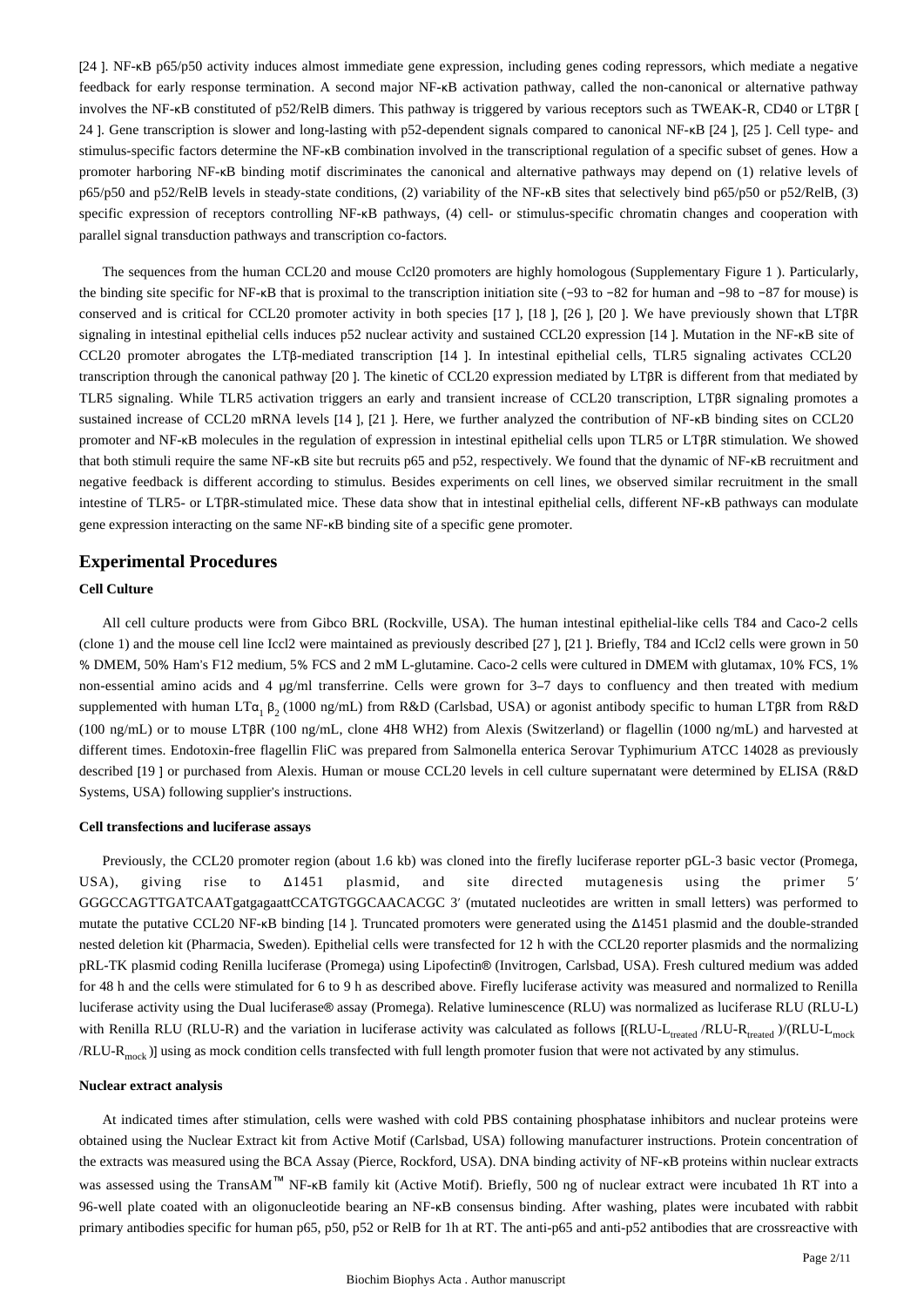[24 ]. NF-κB p65/p50 activity induces almost immediate gene expression, including genes coding repressors, which mediate a negative feedback for early response termination. A second major NF-κB activation pathway, called the non-canonical or alternative pathway involves the NF-κB constituted of p52/RelB dimers. This pathway is triggered by various receptors such as TWEAK-R, CD40 or LTβR [ 24 ]. Gene transcription is slower and long-lasting with p52-dependent signals compared to canonical NF-κB [24 ], [25 ]. Cell type- and stimulus-specific factors determine the NF-κB combination involved in the transcriptional regulation of a specific subset of genes. How a promoter harboring NF-κB binding motif discriminates the canonical and alternative pathways may depend on (1) relative levels of p65/p50 and p52/RelB levels in steady-state conditions, (2) variability of the NF-κB sites that selectively bind p65/p50 or p52/RelB, (3) specific expression of receptors controlling NF-κB pathways, (4) cell- or stimulus-specific chromatin changes and cooperation with parallel signal transduction pathways and transcription co-factors.

The sequences from the human CCL20 and mouse Ccl20 promoters are highly homologous (Supplementary Figure 1 ). Particularly, the binding site specific for NF-κB that is proximal to the transcription initiation site (−93 to −82 for human and −98 to −87 for mouse) is conserved and is critical for CCL20 promoter activity in both species [17 ], [18 ], [26 ], [20 ]. We have previously shown that LTβR signaling in intestinal epithelial cells induces p52 nuclear activity and sustained CCL20 expression [14 ]. Mutation in the NF-κB site of CCL20 promoter abrogates the LTβ-mediated transcription [14 ]. In intestinal epithelial cells, TLR5 signaling activates CCL20 transcription through the canonical pathway [20 ]. The kinetic of CCL20 expression mediated by LTβR is different from that mediated by TLR5 signaling. While TLR5 activation triggers an early and transient increase of CCL20 transcription, LTβR signaling promotes a sustained increase of CCL20 mRNA levels [14 ], [21 ]. Here, we further analyzed the contribution of NF-κB binding sites on CCL20 promoter and NF-κB molecules in the regulation of expression in intestinal epithelial cells upon TLR5 or LTβR stimulation. We showed that both stimuli require the same NF-κB site but recruits p65 and p52, respectively. We found that the dynamic of NF-κB recruitment and negative feedback is different according to stimulus. Besides experiments on cell lines, we observed similar recruitment in the small intestine of TLR5- or LTβR-stimulated mice. These data show that in intestinal epithelial cells, different NF-κB pathways can modulate gene expression interacting on the same NF-κB binding site of a specific gene promoter.

## Experimental Procedures

### Cell Culture

All cell culture products were from Gibco BRL (Rockville, USA). The human intestinal epithelial-like cells T84 and Caco-2 cells (clone 1) and the mouse cell line Iccl2 were maintained as previously described [27 ], [21 ]. Briefly, T84 and ICcl2 cells were grown in 50 % DMEM, 50% Ham's F12 medium, 5% FCS and 2 mM L-glutamine. Caco-2 cells were cultured in DMEM with glutamax, 10% FCS, 1% non-essential amino acids and 4 μg/ml transferrine. Cells were grown for 3–7 days to confluency and then treated with medium supplemented with human LT$\alpha_1\beta_2$ (1000 ng/mL) from R&D (Carlsbad, USA) or agonist antibody specific to human LTβR from R&D (100 ng/mL) or to mouse LTβR (100 ng/mL, clone 4H8 WH2) from Alexis (Switzerland) or flagellin (1000 ng/mL) and harvested at different times. Endotoxin-free flagellin FliC was prepared from Salmonella enterica Serovar Typhimurium ATCC 14028 as previously described [19 ] or purchased from Alexis. Human or mouse CCL20 levels in cell culture supernatant were determined by ELISA (R&D Systems, USA) following supplier's instructions.

### Cell transfections and luciferase assays

Previously, the CCL20 promoter region (about 1.6 kb) was cloned into the firefly luciferase reporter pGL-3 basic vector (Promega, USA), giving rise to Δ1451 plasmid, and site directed mutagenesis using the primer 5′ GGCCAGTTGATCAATgatgagaattCCATGTGGCAACACGC 3′ (mutated nucleotides are written in small letters) was performed to mutate the putative CCL20 NF-κB binding [14 ]. Truncated promoters were generated using the Δ1451 plasmid and the double-stranded nested deletion kit (Pharmacia, Sweden). Epithelial cells were transfected for 12 h with the CCL20 reporter plasmids and the normalizing pRL-TK plasmid coding Renilla luciferase (Promega) using Lipofectin® (Invitrogen, Carlsbad, USA). Fresh cultured medium was added for 48 h and the cells were stimulated for 6 to 9 h as described above. Firefly luciferase activity was measured and normalized to Renilla luciferase activity using the Dual luciferase® assay (Promega). Relative luminescence (RLU) was normalized as luciferase RLU (RLU-L) with Renilla RLU (RLU-R) and the variation in luciferase activity was calculated as follows [$(\text{RLU-L}_{treated}/\text{RLU-R}_{treated})/(\text{RLU-L}_{mock}/\text{RLU-R}_{mock})$] using as mock condition cells transfected with full length promoter fusion that were not activated by any stimulus.

### Nuclear extract analysis

At indicated times after stimulation, cells were washed with cold PBS containing phosphatase inhibitors and nuclear proteins were obtained using the Nuclear Extract kit from Active Motif (Carlsbad, USA) following manufacturer instructions. Protein concentration of the extracts was measured using the BCA Assay (Pierce, Rockford, USA). DNA binding activity of NF-κB proteins within nuclear extracts was assessed using the TransAM™ NF-κB family kit (Active Motif). Briefly, 500 ng of nuclear extract were incubated 1h RT into a 96-well plate coated with an oligonucleotide bearing an NF-κB consensus binding. After washing, plates were incubated with rabbit primary antibodies specific for human p65, p50, p52 or RelB for 1h at RT. The anti-p65 and anti-p52 antibodies that are crossreactive with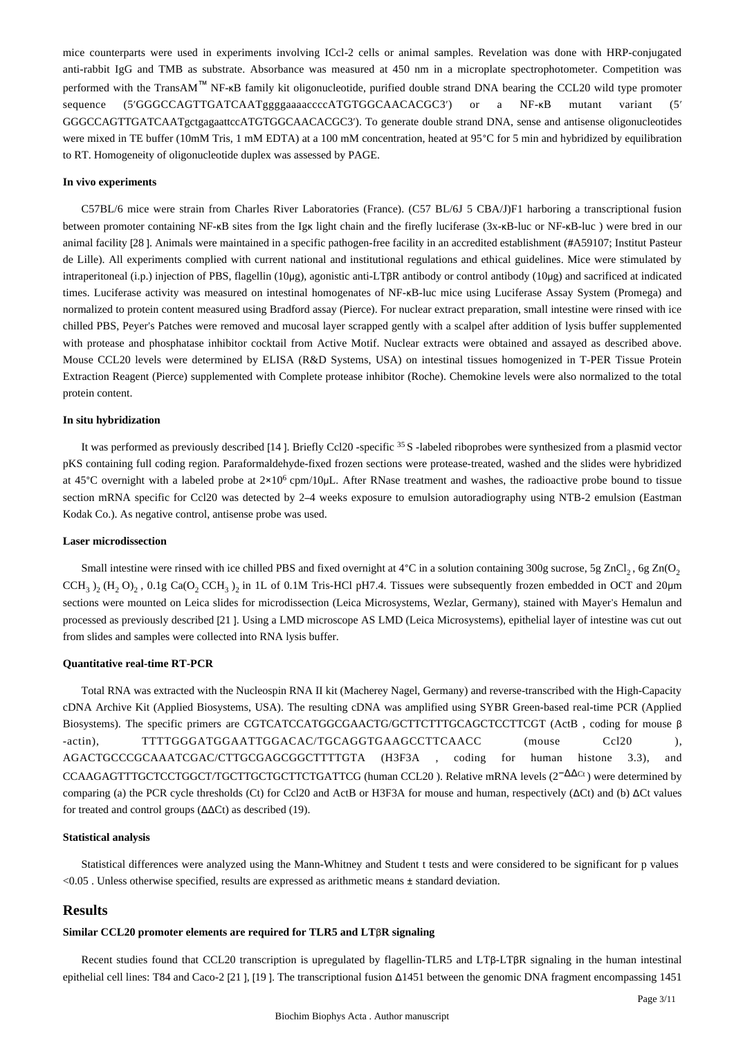mice counterparts were used in experiments involving ICcl-2 cells or animal samples. Revelation was done with HRP-conjugated anti-rabbit IgG and TMB as substrate. Absorbance was measured at 450 nm in a microplate spectrophotometer. Competition was performed with the TransAM™ NF-κB family kit oligonucleotide, purified double strand DNA bearing the CCL20 wild type promoter sequence (5′GGGCCAGTTGATCAATggggaaaaccccATGTGGCAACACGC3′) or a NF-κB mutant variant (5′ GGGCCAGTTGATCAATgctgagaattccATGTGGCAACACGC3′). To generate double strand DNA, sense and antisense oligonucleotides were mixed in TE buffer (10mM Tris, 1 mM EDTA) at a 100 mM concentration, heated at 95°C for 5 min and hybridized by equilibration to RT. Homogeneity of oligonucleotide duplex was assessed by PAGE.

#### In vivo experiments

C57BL/6 mice were strain from Charles River Laboratories (France). (C57 BL/6J 5 CBA/J)F1 harboring a transcriptional fusion between promoter containing NF-κB sites from the Igκ light chain and the firefly luciferase (3x-κB-luc or NF-κB-luc ) were bred in our animal facility [28 ]. Animals were maintained in a specific pathogen-free facility in an accredited establishment (#A59107; Institut Pasteur de Lille). All experiments complied with current national and institutional regulations and ethical guidelines. Mice were stimulated by intraperitoneal (i.p.) injection of PBS, flagellin (10μg), agonistic anti-LTβR antibody or control antibody (10μg) and sacrificed at indicated times. Luciferase activity was measured on intestinal homogenates of NF-κB-luc mice using Luciferase Assay System (Promega) and normalized to protein content measured using Bradford assay (Pierce). For nuclear extract preparation, small intestine were rinsed with ice chilled PBS, Peyer's Patches were removed and mucosal layer scrapped gently with a scalpel after addition of lysis buffer supplemented with protease and phosphatase inhibitor cocktail from Active Motif. Nuclear extracts were obtained and assayed as described above. Mouse CCL20 levels were determined by ELISA (R&D Systems, USA) on intestinal tissues homogenized in T-PER Tissue Protein Extraction Reagent (Pierce) supplemented with Complete protease inhibitor (Roche). Chemokine levels were also normalized to the total protein content.

#### In situ hybridization

It was performed as previously described [14 ]. Briefly Ccl20 -specific $^{35}$S -labeled riboprobes were synthesized from a plasmid vector pKS containing full coding region. Paraformaldehyde-fixed frozen sections were protease-treated, washed and the slides were hybridized at 45°C overnight with a labeled probe at $2\times10^{6}$ cpm/10μL. After RNase treatment and washes, the radioactive probe bound to tissue section mRNA specific for Ccl20 was detected by 2–4 weeks exposure to emulsion autoradiography using NTB-2 emulsion (Eastman Kodak Co.). As negative control, antisense probe was used.

#### Laser microdissection

Small intestine were rinsed with ice chilled PBS and fixed overnight at 4°C in a solution containing 300g sucrose, 5g $ZnCl_2$, 6g $Zn(O_2CCH_3)_2(H_2O)_2$, 0.1g $Ca(O_2CCH_3)_2$ in 1L of 0.1M Tris-HCl pH7.4. Tissues were subsequently frozen embedded in OCT and 20μm sections were mounted on Leica slides for microdissection (Leica Microsystems, Wezlar, Germany), stained with Mayer's Hemalun and processed as previously described [21 ]. Using a LMD microscope AS LMD (Leica Microsystems), epithelial layer of intestine was cut out from slides and samples were collected into RNA lysis buffer.

#### Quantitative real-time RT-PCR

Total RNA was extracted with the Nucleospin RNA II kit (Macherey Nagel, Germany) and reverse-transcribed with the High-Capacity cDNA Archive Kit (Applied Biosystems, USA). The resulting cDNA was amplified using SYBR Green-based real-time PCR (Applied Biosystems). The specific primers are CGTCATCCATGGCGAACTG/GCTTCTTTGCAGCTCCTTCGT (ActB , coding for mouse β -actin), TTTTGGGATGGAATTGGACAC/TGCAGGTGAAGCCTTCAACC (mouse Ccl20 ), AGACTGCCCGCAAATCGAC/CTTGCGAGCGGCTTTTGTA (H3F3A , coding for human histone 3.3), and CCAAGAGTTTGCTCCTGGCT/TGCTTGCTGCTTCTGATTCG (human CCL20 ). Relative mRNA levels ($2^{-\Delta\Delta Ct}$) were determined by comparing (a) the PCR cycle thresholds (Ct) for Ccl20 and ActB or H3F3A for mouse and human, respectively (ΔCt) and (b) ΔCt values for treated and control groups (ΔΔCt) as described (19).

#### Statistical analysis

Statistical differences were analyzed using the Mann-Whitney and Student t tests and were considered to be significant for p values <0.05 . Unless otherwise specified, results are expressed as arithmetic means ± standard deviation.

## Results

#### Similar CCL20 promoter elements are required for TLR5 and LTβR signaling

Recent studies found that CCL20 transcription is upregulated by flagellin-TLR5 and LTβ-LTβR signaling in the human intestinal epithelial cell lines: T84 and Caco-2 [21 ], [19 ]. The transcriptional fusion Δ1451 between the genomic DNA fragment encompassing 1451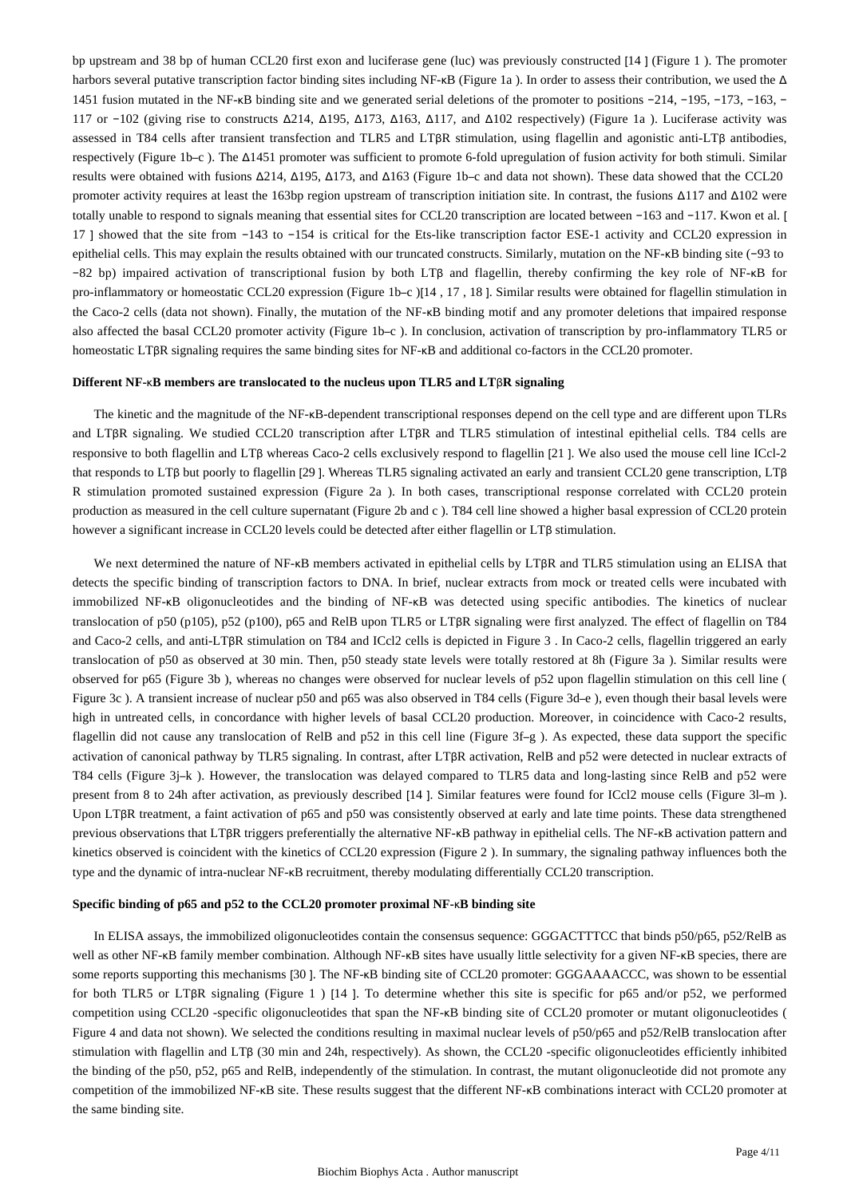bp upstream and 38 bp of human CCL20 first exon and luciferase gene (luc) was previously constructed [14 ] (Figure 1 ). The promoter harbors several putative transcription factor binding sites including NF-κB (Figure 1a ). In order to assess their contribution, we used the Δ 1451 fusion mutated in the NF-κB binding site and we generated serial deletions of the promoter to positions −214, −195, −173, −163, −117 or −102 (giving rise to constructs Δ214, Δ195, Δ173, Δ163, Δ117, and Δ102 respectively) (Figure 1a ). Luciferase activity was assessed in T84 cells after transient transfection and TLR5 and LTβR stimulation, using flagellin and agonistic anti-LTβ antibodies, respectively (Figure 1b–c ). The Δ1451 promoter was sufficient to promote 6-fold upregulation of fusion activity for both stimuli. Similar results were obtained with fusions Δ214, Δ195, Δ173, and Δ163 (Figure 1b–c and data not shown). These data showed that the CCL20 promoter activity requires at least the 163bp region upstream of transcription initiation site. In contrast, the fusions Δ117 and Δ102 were totally unable to respond to signals meaning that essential sites for CCL20 transcription are located between −163 and −117. Kwon et al. [ 17 ] showed that the site from −143 to −154 is critical for the Ets-like transcription factor ESE-1 activity and CCL20 expression in epithelial cells. This may explain the results obtained with our truncated constructs. Similarly, mutation on the NF-κB binding site (−93 to −82 bp) impaired activation of transcriptional fusion by both LTβ and flagellin, thereby confirming the key role of NF-κB for pro-inflammatory or homeostatic CCL20 expression (Figure 1b–c )[14 , 17 , 18 ]. Similar results were obtained for flagellin stimulation in the Caco-2 cells (data not shown). Finally, the mutation of the NF-κB binding motif and any promoter deletions that impaired response also affected the basal CCL20 promoter activity (Figure 1b–c ). In conclusion, activation of transcription by pro-inflammatory TLR5 or homeostatic LTβR signaling requires the same binding sites for NF-κB and additional co-factors in the CCL20 promoter.

### Different NF-κB members are translocated to the nucleus upon TLR5 and LTβR signaling

The kinetic and the magnitude of the NF-κB-dependent transcriptional responses depend on the cell type and are different upon TLRs and LTβR signaling. We studied CCL20 transcription after LTβR and TLR5 stimulation of intestinal epithelial cells. T84 cells are responsive to both flagellin and LTβ whereas Caco-2 cells exclusively respond to flagellin [21 ]. We also used the mouse cell line ICcl-2 that responds to LTβ but poorly to flagellin [29 ]. Whereas TLR5 signaling activated an early and transient CCL20 gene transcription, LTβ R stimulation promoted sustained expression (Figure 2a ). In both cases, transcriptional response correlated with CCL20 protein production as measured in the cell culture supernatant (Figure 2b and c ). T84 cell line showed a higher basal expression of CCL20 protein however a significant increase in CCL20 levels could be detected after either flagellin or LTβ stimulation.

We next determined the nature of NF-κB members activated in epithelial cells by LTβR and TLR5 stimulation using an ELISA that detects the specific binding of transcription factors to DNA. In brief, nuclear extracts from mock or treated cells were incubated with immobilized NF-κB oligonucleotides and the binding of NF-κB was detected using specific antibodies. The kinetics of nuclear translocation of p50 (p105), p52 (p100), p65 and RelB upon TLR5 or LTβR signaling were first analyzed. The effect of flagellin on T84 and Caco-2 cells, and anti-LTβR stimulation on T84 and ICcl2 cells is depicted in Figure 3 . In Caco-2 cells, flagellin triggered an early translocation of p50 as observed at 30 min. Then, p50 steady state levels were totally restored at 8h (Figure 3a ). Similar results were observed for p65 (Figure 3b ), whereas no changes were observed for nuclear levels of p52 upon flagellin stimulation on this cell line ( Figure 3c ). A transient increase of nuclear p50 and p65 was also observed in T84 cells (Figure 3d–e ), even though their basal levels were high in untreated cells, in concordance with higher levels of basal CCL20 production. Moreover, in coincidence with Caco-2 results, flagellin did not cause any translocation of RelB and p52 in this cell line (Figure 3f–g ). As expected, these data support the specific activation of canonical pathway by TLR5 signaling. In contrast, after LTβR activation, RelB and p52 were detected in nuclear extracts of T84 cells (Figure 3j–k ). However, the translocation was delayed compared to TLR5 data and long-lasting since RelB and p52 were present from 8 to 24h after activation, as previously described [14 ]. Similar features were found for ICcl2 mouse cells (Figure 3l–m ). Upon LTβR treatment, a faint activation of p65 and p50 was consistently observed at early and late time points. These data strengthened previous observations that LTβR triggers preferentially the alternative NF-κB pathway in epithelial cells. The NF-κB activation pattern and kinetics observed is coincident with the kinetics of CCL20 expression (Figure 2 ). In summary, the signaling pathway influences both the type and the dynamic of intra-nuclear NF-κB recruitment, thereby modulating differentially CCL20 transcription.

### Specific binding of p65 and p52 to the CCL20 promoter proximal NF-κB binding site

In ELISA assays, the immobilized oligonucleotides contain the consensus sequence: GGGACTTTCC that binds p50/p65, p52/RelB as well as other NF-κB family member combination. Although NF-κB sites have usually little selectivity for a given NF-κB species, there are some reports supporting this mechanisms [30 ]. The NF-κB binding site of CCL20 promoter: GGGAAAACCC, was shown to be essential for both TLR5 or LTβR signaling (Figure 1 ) [14 ]. To determine whether this site is specific for p65 and/or p52, we performed competition using CCL20 -specific oligonucleotides that span the NF-κB binding site of CCL20 promoter or mutant oligonucleotides ( Figure 4 and data not shown). We selected the conditions resulting in maximal nuclear levels of p50/p65 and p52/RelB translocation after stimulation with flagellin and LTβ (30 min and 24h, respectively). As shown, the CCL20 -specific oligonucleotides efficiently inhibited the binding of the p50, p52, p65 and RelB, independently of the stimulation. In contrast, the mutant oligonucleotide did not promote any competition of the immobilized NF-κB site. These results suggest that the different NF-κB combinations interact with CCL20 promoter at the same binding site.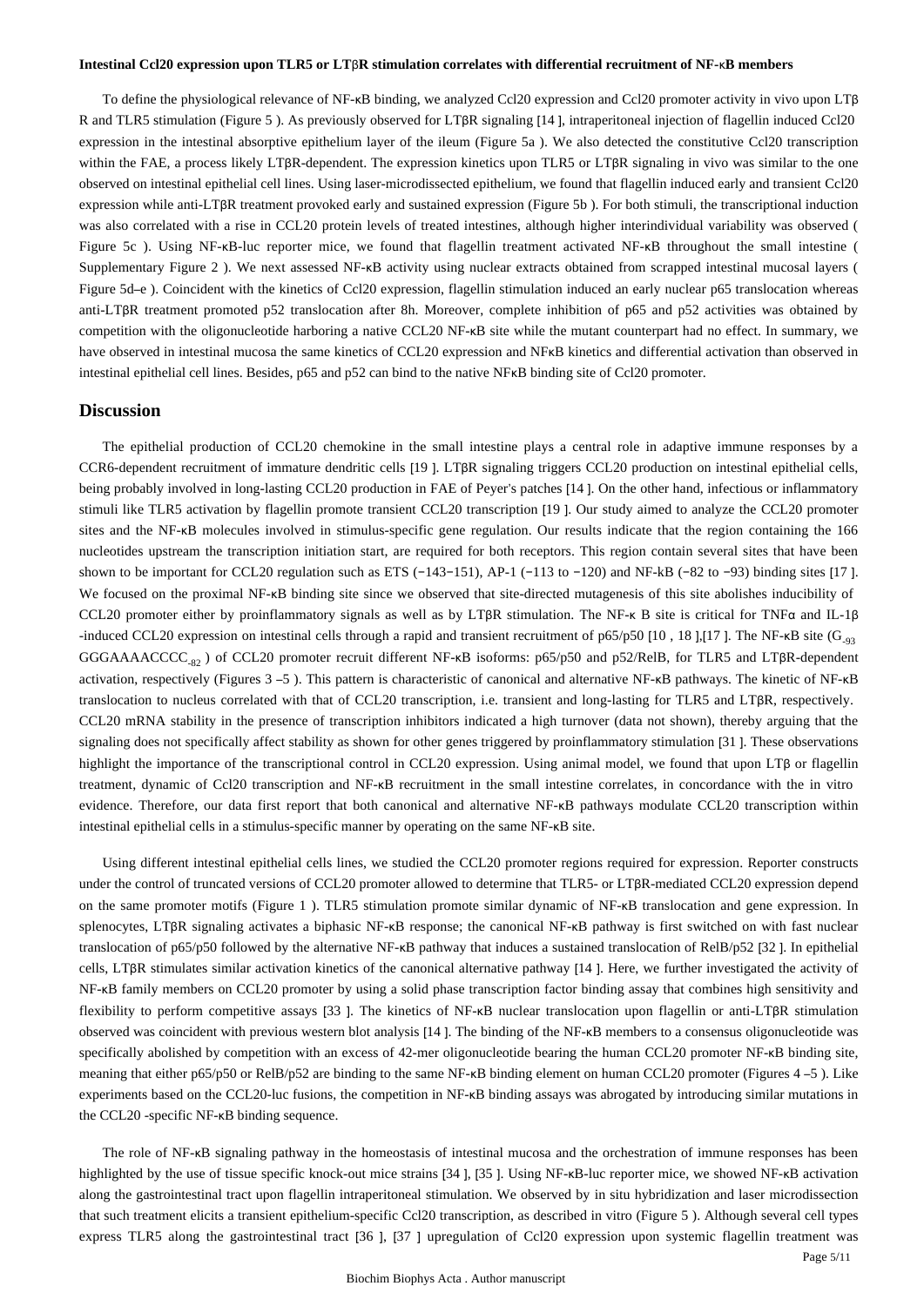**Intestinal Ccl20 expression upon TLR5 or LTβR stimulation correlates with differential recruitment of NF-κB members**

To define the physiological relevance of NF-κB binding, we analyzed Ccl20 expression and Ccl20 promoter activity in vivo upon LTβ R and TLR5 stimulation (Figure 5 ). As previously observed for LTβR signaling [14 ], intraperitoneal injection of flagellin induced Ccl20 expression in the intestinal absorptive epithelium layer of the ileum (Figure 5a ). We also detected the constitutive Ccl20 transcription within the FAE, a process likely LTβR-dependent. The expression kinetics upon TLR5 or LTβR signaling in vivo was similar to the one observed on intestinal epithelial cell lines. Using laser-microdissected epithelium, we found that flagellin induced early and transient Ccl20 expression while anti-LTβR treatment provoked early and sustained expression (Figure 5b ). For both stimuli, the transcriptional induction was also correlated with a rise in CCL20 protein levels of treated intestines, although higher interindividual variability was observed ( Figure 5c ). Using NF-κB-luc reporter mice, we found that flagellin treatment activated NF-κB throughout the small intestine ( Supplementary Figure 2 ). We next assessed NF-κB activity using nuclear extracts obtained from scrapped intestinal mucosal layers ( Figure 5d–e ). Coincident with the kinetics of Ccl20 expression, flagellin stimulation induced an early nuclear p65 translocation whereas anti-LTβR treatment promoted p52 translocation after 8h. Moreover, complete inhibition of p65 and p52 activities was obtained by competition with the oligonucleotide harboring a native CCL20 NF-κB site while the mutant counterpart had no effect. In summary, we have observed in intestinal mucosa the same kinetics of CCL20 expression and NFκB kinetics and differential activation than observed in intestinal epithelial cell lines. Besides, p65 and p52 can bind to the native NFκB binding site of Ccl20 promoter.

## Discussion

The epithelial production of CCL20 chemokine in the small intestine plays a central role in adaptive immune responses by a CCR6-dependent recruitment of immature dendritic cells [19 ]. LTβR signaling triggers CCL20 production on intestinal epithelial cells, being probably involved in long-lasting CCL20 production in FAE of Peyer's patches [14 ]. On the other hand, infectious or inflammatory stimuli like TLR5 activation by flagellin promote transient CCL20 transcription [19 ]. Our study aimed to analyze the CCL20 promoter sites and the NF-κB molecules involved in stimulus-specific gene regulation. Our results indicate that the region containing the 166 nucleotides upstream the transcription initiation start, are required for both receptors. This region contain several sites that have been shown to be important for CCL20 regulation such as ETS (−143−151), AP-1 (−113 to −120) and NF-kB (−82 to −93) binding sites [17 ]. We focused on the proximal NF-κB binding site since we observed that site-directed mutagenesis of this site abolishes inducibility of CCL20 promoter either by proinflammatory signals as well as by LTβR stimulation. The NF-κ B site is critical for TNFα and IL-1β -induced CCL20 expression on intestinal cells through a rapid and transient recruitment of p65/p50 [10 , 18 ],[17 ]. The NF-κB site ($G_{-93}$ GGGAAAACCCC$_{-82}$ ) of CCL20 promoter recruit different NF-κB isoforms: p65/p50 and p52/RelB, for TLR5 and LTβR-dependent activation, respectively (Figures 3 –5 ). This pattern is characteristic of canonical and alternative NF-κB pathways. The kinetic of NF-κB translocation to nucleus correlated with that of CCL20 transcription, i.e. transient and long-lasting for TLR5 and LTβR, respectively. CCL20 mRNA stability in the presence of transcription inhibitors indicated a high turnover (data not shown), thereby arguing that the signaling does not specifically affect stability as shown for other genes triggered by proinflammatory stimulation [31 ]. These observations highlight the importance of the transcriptional control in CCL20 expression. Using animal model, we found that upon LTβ or flagellin treatment, dynamic of Ccl20 transcription and NF-κB recruitment in the small intestine correlates, in concordance with the in vitro evidence. Therefore, our data first report that both canonical and alternative NF-κB pathways modulate CCL20 transcription within intestinal epithelial cells in a stimulus-specific manner by operating on the same NF-κB site.

Using different intestinal epithelial cells lines, we studied the CCL20 promoter regions required for expression. Reporter constructs under the control of truncated versions of CCL20 promoter allowed to determine that TLR5- or LTβR-mediated CCL20 expression depend on the same promoter motifs (Figure 1 ). TLR5 stimulation promote similar dynamic of NF-κB translocation and gene expression. In splenocytes, LTβR signaling activates a biphasic NF-κB response; the canonical NF-κB pathway is first switched on with fast nuclear translocation of p65/p50 followed by the alternative NF-κB pathway that induces a sustained translocation of RelB/p52 [32 ]. In epithelial cells, LTβR stimulates similar activation kinetics of the canonical alternative pathway [14 ]. Here, we further investigated the activity of NF-κB family members on CCL20 promoter by using a solid phase transcription factor binding assay that combines high sensitivity and flexibility to perform competitive assays [33 ]. The kinetics of NF-κB nuclear translocation upon flagellin or anti-LTβR stimulation observed was coincident with previous western blot analysis [14 ]. The binding of the NF-κB members to a consensus oligonucleotide was specifically abolished by competition with an excess of 42-mer oligonucleotide bearing the human CCL20 promoter NF-κB binding site, meaning that either p65/p50 or RelB/p52 are binding to the same NF-κB binding element on human CCL20 promoter (Figures 4 –5 ). Like experiments based on the CCL20-luc fusions, the competition in NF-κB binding assays was abrogated by introducing similar mutations in the CCL20 -specific NF-κB binding sequence.

The role of NF-κB signaling pathway in the homeostasis of intestinal mucosa and the orchestration of immune responses has been highlighted by the use of tissue specific knock-out mice strains [34 ], [35 ]. Using NF-κB-luc reporter mice, we showed NF-κB activation along the gastrointestinal tract upon flagellin intraperitoneal stimulation. We observed by in situ hybridization and laser microdissection that such treatment elicits a transient epithelium-specific Ccl20 transcription, as described in vitro (Figure 5 ). Although several cell types express TLR5 along the gastrointestinal tract [36 ], [37 ] upregulation of Ccl20 expression upon systemic flagellin treatment was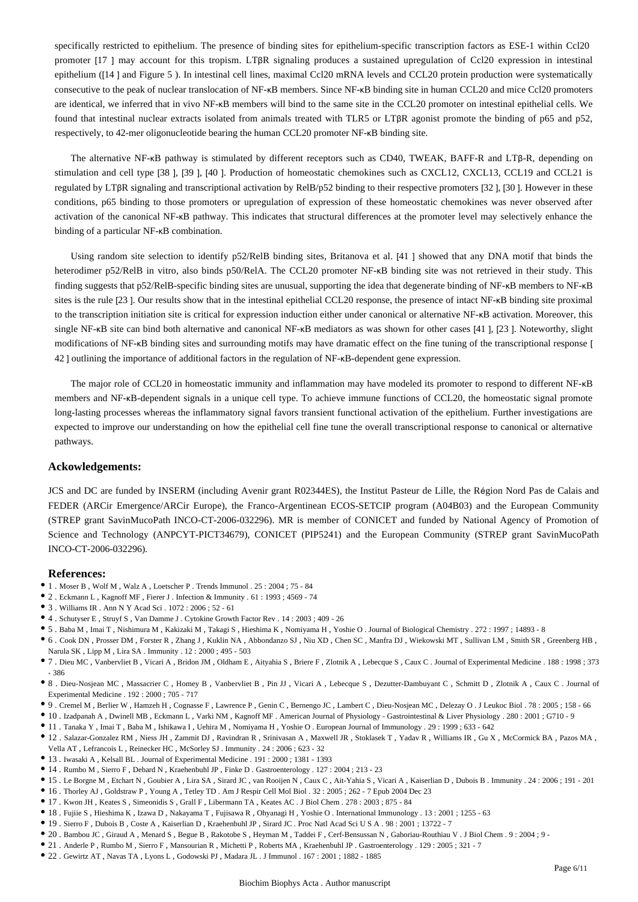specifically restricted to epithelium. The presence of binding sites for epithelium-specific transcription factors as ESE-1 within Ccl20 promoter [17 ] may account for this tropism. LTβR signaling produces a sustained upregulation of Ccl20 expression in intestinal epithelium ([14 ] and Figure 5 ). In intestinal cell lines, maximal Ccl20 mRNA levels and CCL20 protein production were systematically consecutive to the peak of nuclear translocation of NF-κB members. Since NF-κB binding site in human CCL20 and mice Ccl20 promoters are identical, we inferred that in vivo NF-κB members will bind to the same site in the CCL20 promoter on intestinal epithelial cells. We found that intestinal nuclear extracts isolated from animals treated with TLR5 or LTβR agonist promote the binding of p65 and p52, respectively, to 42-mer oligonucleotide bearing the human CCL20 promoter NF-κB binding site.

The alternative NF-κB pathway is stimulated by different receptors such as CD40, TWEAK, BAFF-R and LTβ-R, depending on stimulation and cell type [38 ], [39 ], [40 ]. Production of homeostatic chemokines such as CXCL12, CXCL13, CCL19 and CCL21 is regulated by LTβR signaling and transcriptional activation by RelB/p52 binding to their respective promoters [32 ], [30 ]. However in these conditions, p65 binding to those promoters or upregulation of expression of these homeostatic chemokines was never observed after activation of the canonical NF-κB pathway. This indicates that structural differences at the promoter level may selectively enhance the binding of a particular NF-κB combination.

Using random site selection to identify p52/RelB binding sites, Britanova et al. [41 ] showed that any DNA motif that binds the heterodimer p52/RelB in vitro, also binds p50/RelA. The CCL20 promoter NF-κB binding site was not retrieved in their study. This finding suggests that p52/RelB-specific binding sites are unusual, supporting the idea that degenerate binding of NF-κB members to NF-κB sites is the rule [23 ]. Our results show that in the intestinal epithelial CCL20 response, the presence of intact NF-κB binding site proximal to the transcription initiation site is critical for expression induction either under canonical or alternative NF-κB activation. Moreover, this single NF-κB site can bind both alternative and canonical NF-κB mediators as was shown for other cases [41 ], [23 ]. Noteworthy, slight modifications of NF-κB binding sites and surrounding motifs may have dramatic effect on the fine tuning of the transcriptional response [ 42 ] outlining the importance of additional factors in the regulation of NF-κB-dependent gene expression.

The major role of CCL20 in homeostatic immunity and inflammation may have modeled its promoter to respond to different NF-κB members and NF-κB-dependent signals in a unique cell type. To achieve immune functions of CCL20, the homeostatic signal promote long-lasting processes whereas the inflammatory signal favors transient functional activation of the epithelium. Further investigations are expected to improve our understanding on how the epithelial cell fine tune the overall transcriptional response to canonical or alternative pathways.

## Ackowledgements:

JCS and DC are funded by INSERM (including Avenir grant R02344ES), the Institut Pasteur de Lille, the Région Nord Pas de Calais and FEDER (ARCir Emergence/ARCir Europe), the Franco-Argentinean ECOS-SETCIP program (A04B03) and the European Community (STREP grant SavinMucoPath INCO-CT-2006-032296). MR is member of CONICET and funded by National Agency of Promotion of Science and Technology (ANPCYT-PICT34679), CONICET (PIP5241) and the European Community (STREP grant SavinMucoPath INCO-CT-2006-032296).

## References:

- 1 . Moser B , Wolf M , Walz A , Loetscher P . Trends Immunol . 25 : 2004 ; 75 - 84
- 2 . Eckmann L , Kagnoff MF , Fierer J . Infection & Immunity . 61 : 1993 ; 4569 - 74
- 3 . Williams IR . Ann N Y Acad Sci . 1072 : 2006 ; 52 - 61
- 4 . Schutyser E , Struyf S , Van Damme J . Cytokine Growth Factor Rev . 14 : 2003 ; 409 - 26
- 5 . Baba M , Imai T , Nishimura M , Kakizaki M , Takagi S , Hieshima K , Nomiyama H , Yoshie O . Journal of Biological Chemistry . 272 : 1997 ; 14893 - 8
- 6 . Cook DN , Prosser DM , Forster R , Zhang J , Kuklin NA , Abbondanzo SJ , Niu XD , Chen SC , Manfra DJ , Wiekowski MT , Sullivan LM , Smith SR , Greenberg HB , Narula SK , Lipp M , Lira SA . Immunity . 12 : 2000 ; 495 - 503
- 7 . Dieu MC , Vanbervliet B , Vicari A , Bridon JM , Oldham E , Aityahia S , Briere F , Zlotnik A , Lebecque S , Caux C . Journal of Experimental Medicine . 188 : 1998 ; 373 - 386
- 8 . Dieu-Nosjean MC , Massacrier C , Homey B , Vanbervliet B , Pin JJ , Vicari A , Lebecque S , Dezutter-Dambuyant C , Schmitt D , Zlotnik A , Caux C . Journal of Experimental Medicine . 192 : 2000 ; 705 - 717
- 9 . Cremel M , Berlier W , Hamzeh H , Cognasse F , Lawrence P , Genin C , Bernengo JC , Lambert C , Dieu-Nosjean MC , Delezay O . J Leukoc Biol . 78 : 2005 ; 158 - 66
- 10 . Izadpanah A , Dwinell MB , Eckmann L , Varki NM , Kagnoff MF . American Journal of Physiology - Gastrointestinal & Liver Physiology . 280 : 2001 ; G710 - 9
- 11 . Tanaka Y , Imai T , Baba M , Ishikawa I , Uehira M , Nomiyama H , Yoshie O . European Journal of Immunology . 29 : 1999 ; 633 - 642
- 12 . Salazar-Gonzalez RM , Niess JH , Zammit DJ , Ravindran R , Srinivasan A , Maxwell JR , Stoklasek T , Yadav R , Williams IR , Gu X , McCormick BA , Pazos MA , Vella AT , Lefrancois L , Reinecker HC , McSorley SJ . Immunity . 24 : 2006 ; 623 - 32
- 13 . Iwasaki A , Kelsall BL . Journal of Experimental Medicine . 191 : 2000 ; 1381 - 1393
- 14 . Rumbo M , Sierro F , Debard N , Kraehenbuhl JP , Finke D . Gastroenterology . 127 : 2004 ; 213 - 23
- 15 . Le Borgne M , Etchart N , Goubier A , Lira SA , Sirard JC , van Rooijen N , Caux C , Ait-Yahia S , Vicari A , Kaiserlian D , Dubois B . Immunity . 24 : 2006 ; 191 - 201
- 16 . Thorley AJ , Goldstraw P , Young A , Tetley TD . Am J Respir Cell Mol Biol . 32 : 2005 ; 262 - 7 Epub 2004 Dec 23
- 17 . Kwon JH , Keates S , Simeonidis S , Grall F , Libermann TA , Keates AC . J Biol Chem . 278 : 2003 ; 875 - 84
- 18 . Fujiie S , Hieshima K , Izawa D , Nakayama T , Fujisawa R , Ohyanagi H , Yoshie O . International Immunology . 13 : 2001 ; 1255 - 63
- 19 . Sierro F , Dubois B , Coste A , Kaiserlian D , Kraehenbuhl JP , Sirard JC . Proc Natl Acad Sci U S A . 98 : 2001 ; 13722 - 7
- 20 . Bambou JC , Giraud A , Menard S , Begue B , Rakotobe S , Heyman M , Taddei F , Cerf-Bensussan N , Gaboriau-Routhiau V . J Biol Chem . 9 : 2004 ; 9 -
- 21 . Anderle P , Rumbo M , Sierro F , Mansourian R , Michetti P , Roberts MA , Kraehenbuhl JP . Gastroenterology . 129 : 2005 ; 321 - 7
- 22 . Gewirtz AT , Navas TA , Lyons L , Godowski PJ , Madara JL . J Immunol . 167 : 2001 ; 1882 - 1885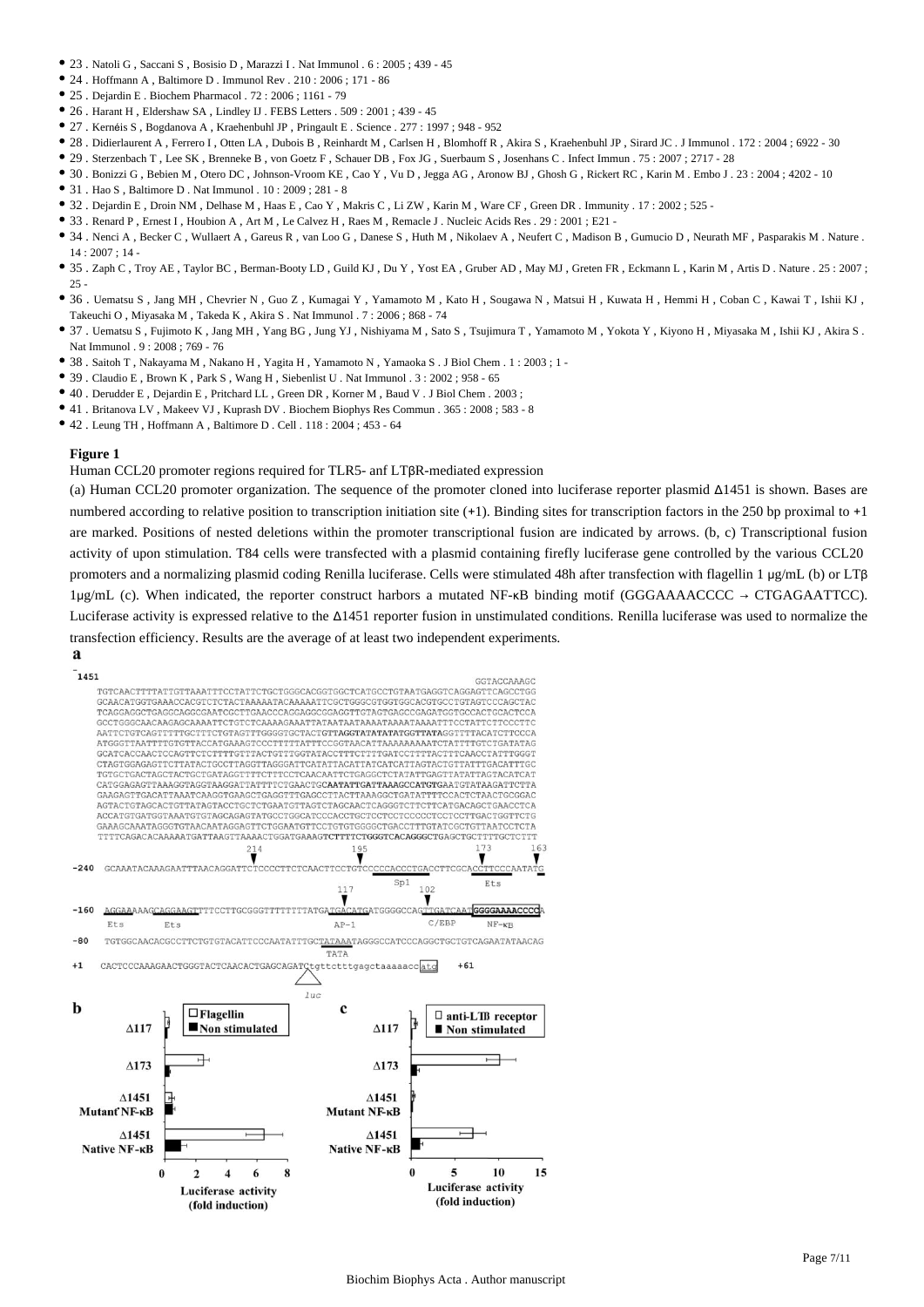- 23 . Natoli G , Saccani S , Bosisio D , Marazzi I . Nat Immunol . 6 : 2005 ; 439 - 45
- 24 . Hoffmann A , Baltimore D . Immunol Rev . 210 : 2006 ; 171 - 86
- 25 . Dejardin E . Biochem Pharmacol . 72 : 2006 ; 1161 - 79
- 26 . Harant H , Eldershaw SA , Lindley IJ . FEBS Letters . 509 : 2001 ; 439 - 45
- 27 . Kernéis S , Bogdanova A , Kraehenbuhl JP , Pringault E . Science . 277 : 1997 ; 948 - 952
- 28 . Didierlaurent A , Ferrero I , Otten LA , Dubois B , Reinhardt M , Carlsen H , Blomhoff R , Akira S , Kraehenbuhl JP , Sirard JC . J Immunol . 172 : 2004 ; 6922 - 30
- 29 . Sterzenbach T , Lee SK , Brenneke B , von Goetz F , Schauer DB , Fox JG , Suerbaum S , Josenhans C . Infect Immun . 75 : 2007 ; 2717 - 28
- 30 . Bonizzi G , Bebien M , Otero DC , Johnson-Vroom KE , Cao Y , Vu D , Jegga AG , Aronow BJ , Ghosh G , Rickert RC , Karin M . Embo J . 23 : 2004 ; 4202 - 10
- 31 . Hao S , Baltimore D . Nat Immunol . 10 : 2009 ; 281 - 8
- 32 . Dejardin E , Droin NM , Delhase M , Haas E , Cao Y , Makris C , Li ZW , Karin M , Ware CF , Green DR . Immunity . 17 : 2002 ; 525 -
- 33 . Renard P , Ernest I , Houbion A , Art M , Le Calvez H , Raes M , Remacle J . Nucleic Acids Res . 29 : 2001 ; E21 -
- 34 . Nenci A , Becker C , Wullaert A , Gareus R , van Loo G , Danese S , Huth M , Nikolaev A , Neufert C , Madison B , Gumucio D , Neurath MF , Pasparakis M . Nature . 14 : 2007 ; 14 -
- 35 . Zaph C , Troy AE , Taylor BC , Berman-Booty LD , Guild KJ , Du Y , Yost EA , Gruber AD , May MJ , Greten FR , Eckmann L , Karin M , Artis D . Nature . 25 : 2007 ; 25 -
- 36 . Uematsu S , Jang MH , Chevrier N , Guo Z , Kumagai Y , Yamamoto M , Kato H , Sougawa N , Matsui H , Kuwata H , Hemmi H , Coban C , Kawai T , Ishii KJ , Takeuchi O , Miyasaka M , Takeda K , Akira S . Nat Immunol . 7 : 2006 ; 868 - 74
- 37 . Uematsu S , Fujimoto K , Jang MH , Yang BG , Jung YJ , Nishiyama M , Sato S , Tsujimura T , Yamamoto M , Yokota Y , Kiyono H , Miyasaka M , Ishii KJ , Akira S . Nat Immunol . 9 : 2008 ; 769 - 76
- 38 . Saitoh T , Nakayama M , Nakano H , Yagita H , Yamamoto N , Yamaoka S . J Biol Chem . 1 : 2003 ; 1 -
- 39 . Claudio E , Brown K , Park S , Wang H , Siebenlist U . Nat Immunol . 3 : 2002 ; 958 - 65
- 40 . Derudder E , Dejardin E , Pritchard LL , Green DR , Korner M , Baud V . J Biol Chem . 2003 ;
- 41 . Britanova LV , Makeev VJ , Kuprash DV . Biochem Biophys Res Commun . 365 : 2008 ; 583 - 8
- 42 . Leung TH , Hoffmann A , Baltimore D . Cell . 118 : 2004 ; 453 - 64

**Figure 1**

Human CCL20 promoter regions required for TLR5- anf LTβR-mediated expression

(a) Human CCL20 promoter organization. The sequence of the promoter cloned into luciferase reporter plasmid Δ1451 is shown. Bases are numbered according to relative position to transcription initiation site (+1). Binding sites for transcription factors in the 250 bp proximal to +1 are marked. Positions of nested deletions within the promoter transcriptional fusion are indicated by arrows. (b, c) Transcriptional fusion activity of upon stimulation. T84 cells were transfected with a plasmid containing firefly luciferase gene controlled by the various CCL20 promoters and a normalizing plasmid coding Renilla luciferase. Cells were stimulated 48h after transfection with flagellin 1 μg/mL (b) or LTβ 1μg/mL (c). When indicated, the reporter construct harbors a mutated NF-κB binding motif (GGGAAAACCCC → CTGAGAATTCC). Luciferase activity is expressed relative to the Δ1451 reporter fusion in unstimulated conditions. Renilla luciferase was used to normalize the transfection efficiency. Results are the average of at least two independent experiments.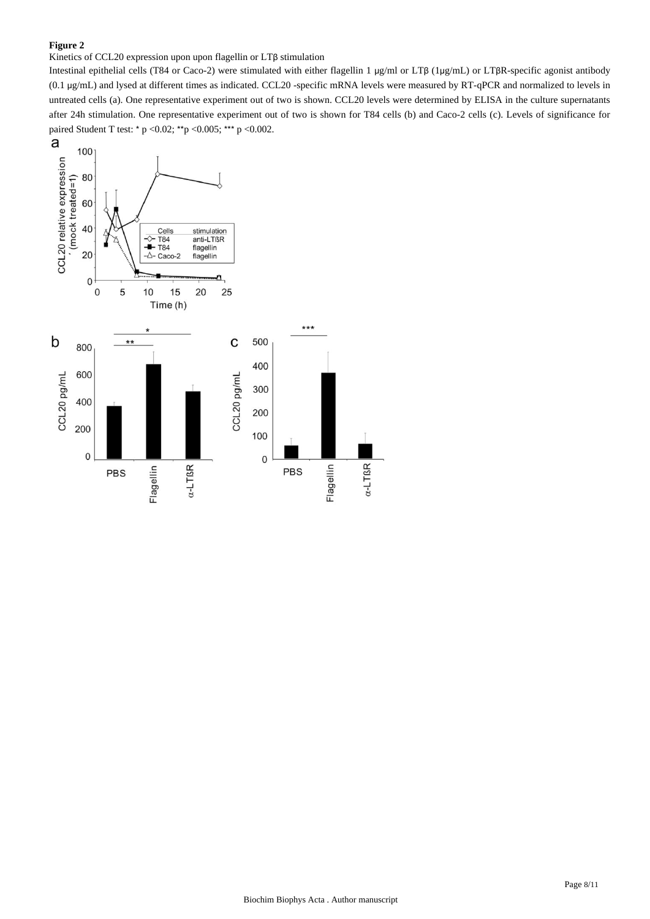**Figure 2**

Kinetics of CCL20 expression upon upon flagellin or LTβ stimulation

Intestinal epithelial cells (T84 or Caco-2) were stimulated with either flagellin 1 μg/ml or LTβ (1μg/mL) or LTβR-specific agonist antibody (0.1 μg/mL) and lysed at different times as indicated. CCL20 -specific mRNA levels were measured by RT-qPCR and normalized to levels in untreated cells (a). One representative experiment out of two is shown. CCL20 levels were determined by ELISA in the culture supernatants after 24h stimulation. One representative experiment out of two is shown for T84 cells (b) and Caco-2 cells (c). Levels of significance for paired Student T test: * p <0.02; **p <0.005; *** p <0.002.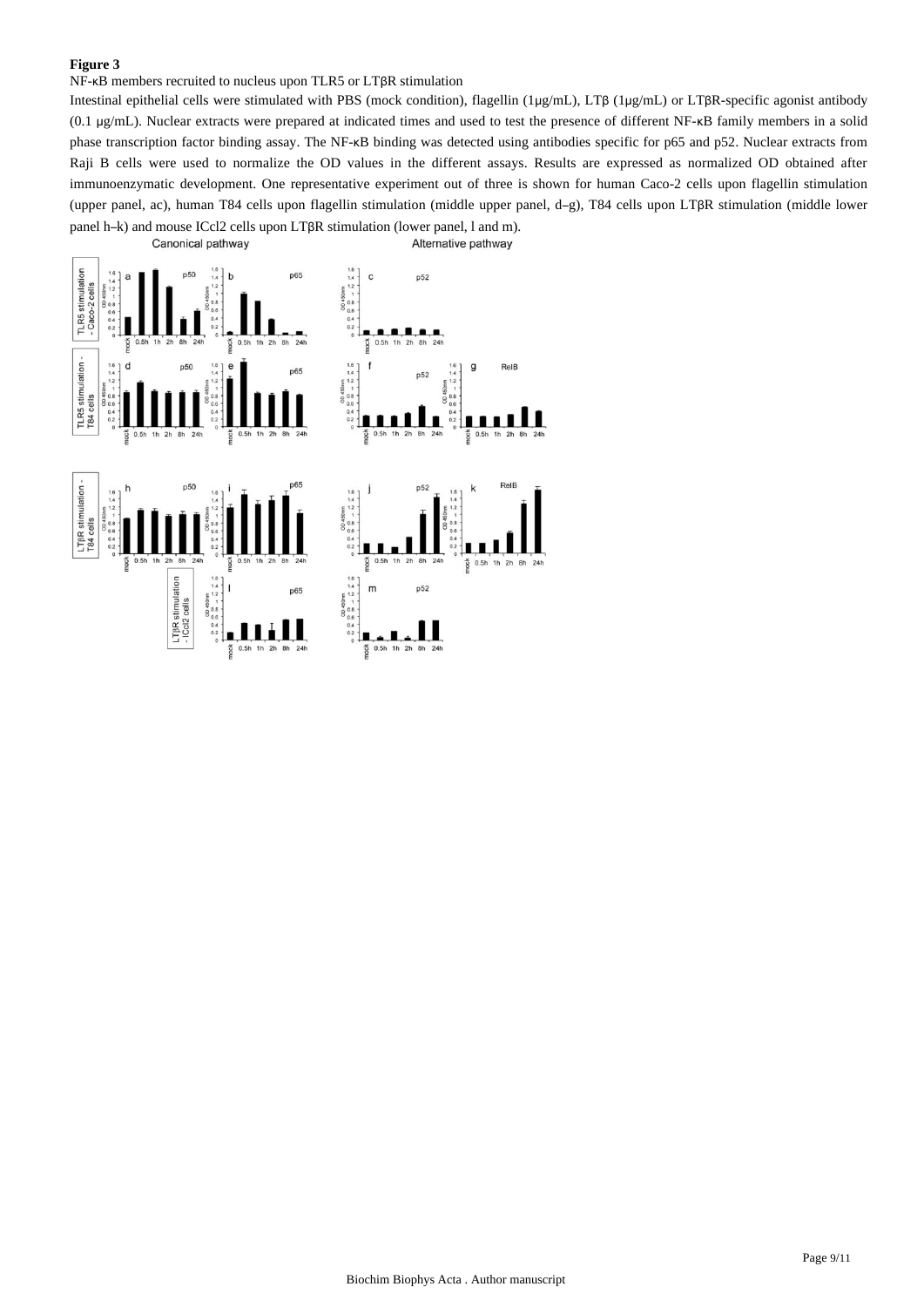**Figure 3**

NF-κB members recruited to nucleus upon TLR5 or LTβR stimulation

Intestinal epithelial cells were stimulated with PBS (mock condition), flagellin (1μg/mL), LTβ (1μg/mL) or LTβR-specific agonist antibody (0.1 μg/mL). Nuclear extracts were prepared at indicated times and used to test the presence of different NF-κB family members in a solid phase transcription factor binding assay. The NF-κB binding was detected using antibodies specific for p65 and p52. Nuclear extracts from Raji B cells were used to normalize the OD values in the different assays. Results are expressed as normalized OD obtained after immunoenzymatic development. One representative experiment out of three is shown for human Caco-2 cells upon flagellin stimulation (upper panel, ac), human T84 cells upon flagellin stimulation (middle upper panel, d–g), T84 cells upon LTβR stimulation (middle lower panel h–k) and mouse ICcl2 cells upon LTβR stimulation (lower panel, l and m).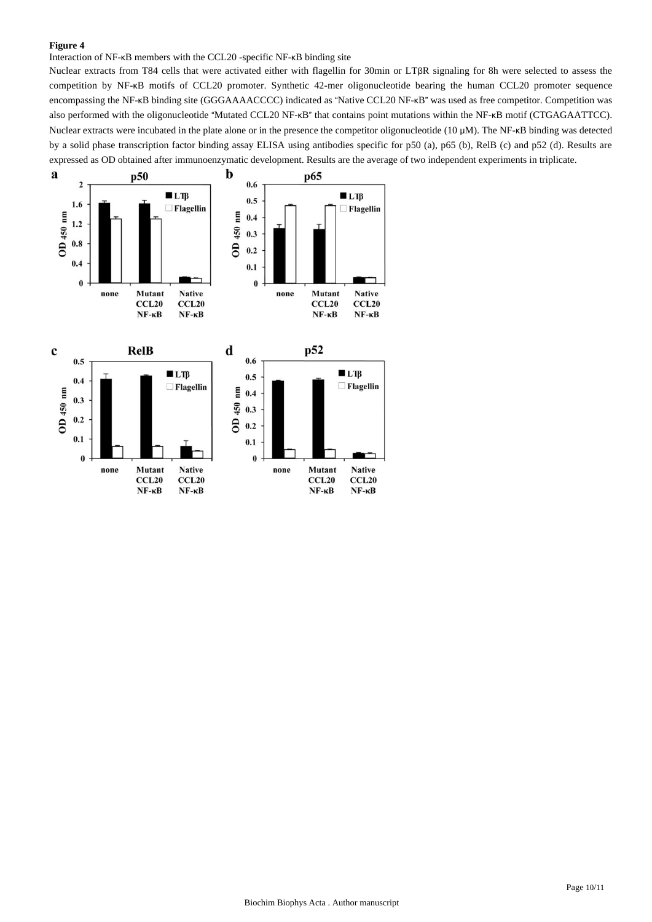**Figure 4**

Interaction of NF-κB members with the CCL20 -specific NF-κB binding site

Nuclear extracts from T84 cells that were activated either with flagellin for 30min or LTβR signaling for 8h were selected to assess the competition by NF-κB motifs of CCL20 promoter. Synthetic 42-mer oligonucleotide bearing the human CCL20 promoter sequence encompassing the NF-κB binding site (GGGAAAACCCC) indicated as "Native CCL20 NF-κB" was used as free competitor. Competition was also performed with the oligonucleotide "Mutated CCL20 NF-κB" that contains point mutations within the NF-κB motif (CTGAGAATTCC). Nuclear extracts were incubated in the plate alone or in the presence the competitor oligonucleotide (10 μM). The NF-κB binding was detected by a solid phase transcription factor binding assay ELISA using antibodies specific for p50 (a), p65 (b), RelB (c) and p52 (d). Results are expressed as OD obtained after immunoenzymatic development. Results are the average of two independent experiments in triplicate.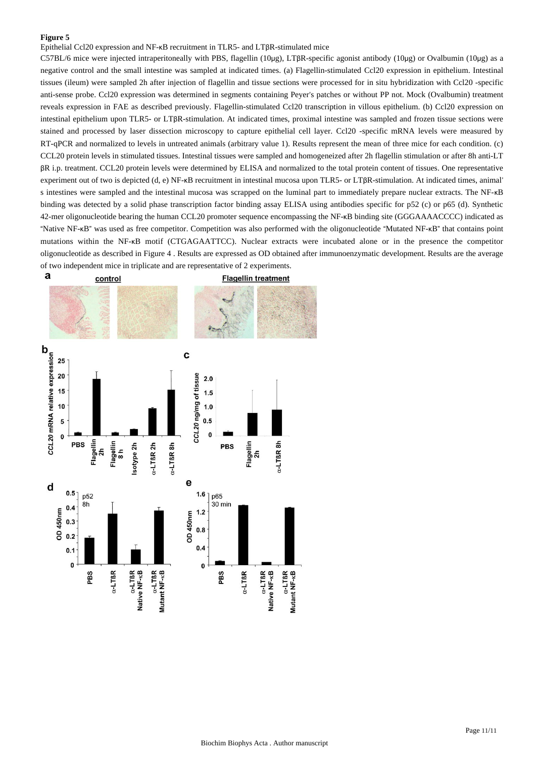**Figure 5**

Epithelial Ccl20 expression and NF-κB recruitment in TLR5- and LTβR-stimulated mice

C57BL/6 mice were injected intraperitoneally with PBS, flagellin (10μg), LTβR-specific agonist antibody (10μg) or Ovalbumin (10μg) as a negative control and the small intestine was sampled at indicated times. (a) Flagellin-stimulated Ccl20 expression in epithelium. Intestinal tissues (ileum) were sampled 2h after injection of flagellin and tissue sections were processed for in situ hybridization with Ccl20 -specific anti-sense probe. Ccl20 expression was determined in segments containing Peyer's patches or without PP not. Mock (Ovalbumin) treatment reveals expression in FAE as described previously. Flagellin-stimulated Ccl20 transcription in villous epithelium. (b) Ccl20 expression on intestinal epithelium upon TLR5- or LTβR-stimulation. At indicated times, proximal intestine was sampled and frozen tissue sections were stained and processed by laser dissection microscopy to capture epithelial cell layer. Ccl20 -specific mRNA levels were measured by RT-qPCR and normalized to levels in untreated animals (arbitrary value 1). Results represent the mean of three mice for each condition. (c) CCL20 protein levels in stimulated tissues. Intestinal tissues were sampled and homogeneized after 2h flagellin stimulation or after 8h anti-LT βR i.p. treatment. CCL20 protein levels were determined by ELISA and normalized to the total protein content of tissues. One representative experiment out of two is depicted (d, e) NF-κB recruitment in intestinal mucosa upon TLR5- or LTβR-stimulation. At indicated times, animal' s intestines were sampled and the intestinal mucosa was scrapped on the luminal part to immediately prepare nuclear extracts. The NF-κB binding was detected by a solid phase transcription factor binding assay ELISA using antibodies specific for p52 (c) or p65 (d). Synthetic 42-mer oligonucleotide bearing the human CCL20 promoter sequence encompassing the NF-κB binding site (GGGAAAACCCC) indicated as "Native NF-κB" was used as free competitor. Competition was also performed with the oligonucleotide "Mutated NF-κB" that contains point mutations within the NF-κB motif (CTGAGAATTCC). Nuclear extracts were incubated alone or in the presence the competitor oligonucleotide as described in Figure 4 . Results are expressed as OD obtained after immunoenzymatic development. Results are the average of two independent mice in triplicate and are representative of 2 experiments.

a
control
Flagellin treatment

b
CCL20 mRNA relative expression
25
20
15
10
5
0
PBS
Flagellin 2h
Flagellin 8 h
Isotype 2h
α-LTßR 2h
α-LTßR 8h

c
CCL20 ng/mg of tissue
2.0
1.5
1.0
0.5
0
PBS
Flagellin 2h
α-LTßR 8h

d
OD 450nm
0.5
0.4
0.3
0.2
0.1
0
p52
8h
PBS
α-LTßR
α-LTßR Native NF-κB
α-LTßR Mutant NF-κB

e
OD 450nm
1.6
1.2
0.8
0.4
0
p65
30 min
PBS
α-LTßR
α-LTßR Native NF-κB
α-LTßR Mutant NF-κB